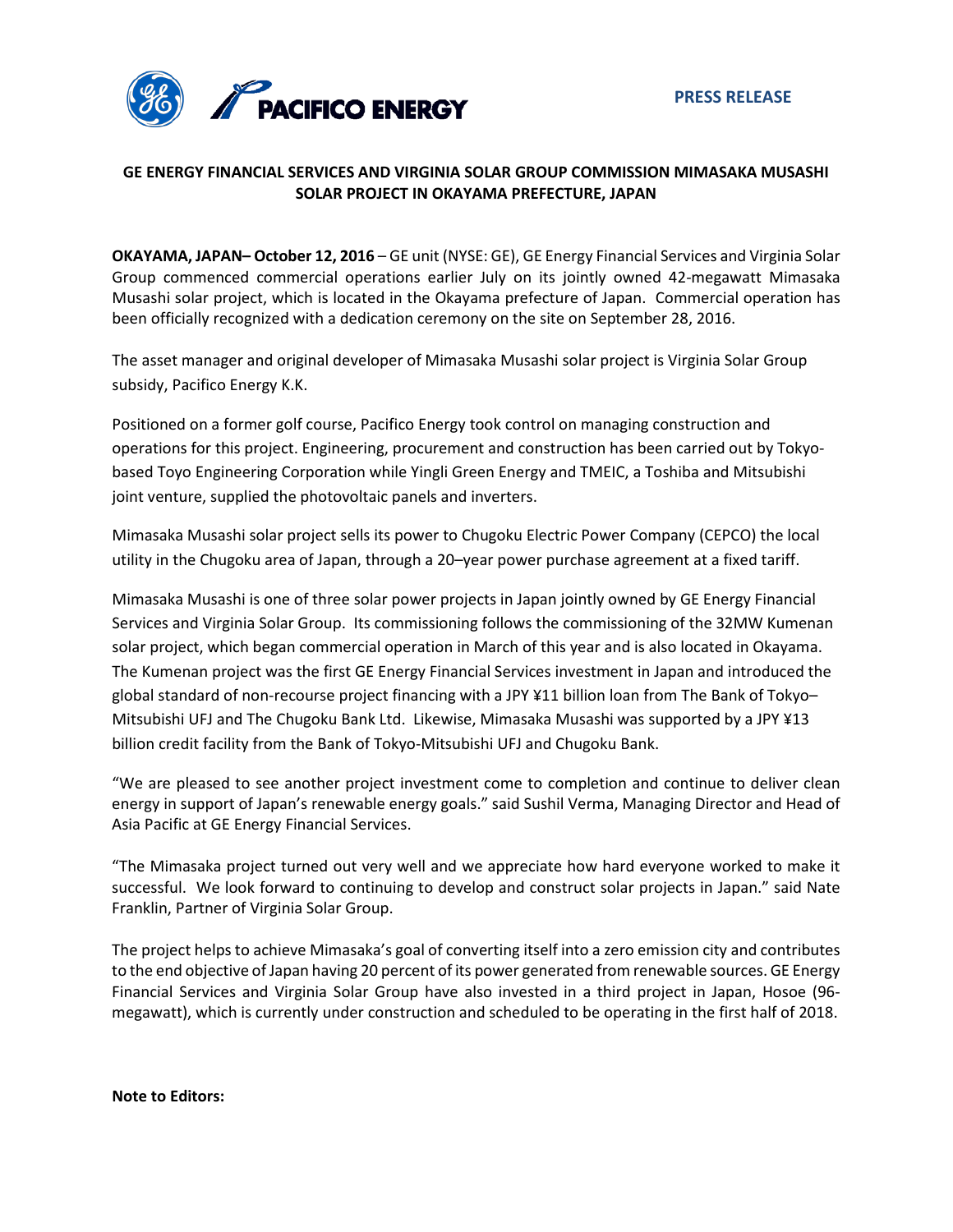**PRESS RELEASE**

# GE ENERGY FINANCIAL SERVICES AND VIRGINIA SOLAR GROUP COMMISSION MIMASAKA MUSASHI SOLAR PROJECT IN OKAYAMA PREFECTURE, JAPAN

**OKAYAMA, JAPAN– October 12, 2016** – GE unit (NYSE: GE), GE Energy Financial Services and Virginia Solar Group commenced commercial operations earlier July on its jointly owned 42-megawatt Mimasaka Musashi solar project, which is located in the Okayama prefecture of Japan. Commercial operation has been officially recognized with a dedication ceremony on the site on September 28, 2016.

The asset manager and original developer of Mimasaka Musashi solar project is Virginia Solar Group subsidy, Pacifico Energy K.K.

Positioned on a former golf course, Pacifico Energy took control on managing construction and operations for this project. Engineering, procurement and construction has been carried out by Tokyo-based Toyo Engineering Corporation while Yingli Green Energy and TMEIC, a Toshiba and Mitsubishi joint venture, supplied the photovoltaic panels and inverters.

Mimasaka Musashi solar project sells its power to Chugoku Electric Power Company (CEPCO) the local utility in the Chugoku area of Japan, through a 20–year power purchase agreement at a fixed tariff.

Mimasaka Musashi is one of three solar power projects in Japan jointly owned by GE Energy Financial Services and Virginia Solar Group. Its commissioning follows the commissioning of the 32MW Kumenan solar project, which began commercial operation in March of this year and is also located in Okayama. The Kumenan project was the first GE Energy Financial Services investment in Japan and introduced the global standard of non-recourse project financing with a JPY ¥11 billion loan from The Bank of Tokyo–Mitsubishi UFJ and The Chugoku Bank Ltd. Likewise, Mimasaka Musashi was supported by a JPY ¥13 billion credit facility from the Bank of Tokyo-Mitsubishi UFJ and Chugoku Bank.

"We are pleased to see another project investment come to completion and continue to deliver clean energy in support of Japan's renewable energy goals." said Sushil Verma, Managing Director and Head of Asia Pacific at GE Energy Financial Services.

"The Mimasaka project turned out very well and we appreciate how hard everyone worked to make it successful. We look forward to continuing to develop and construct solar projects in Japan." said Nate Franklin, Partner of Virginia Solar Group.

The project helps to achieve Mimasaka's goal of converting itself into a zero emission city and contributes to the end objective of Japan having 20 percent of its power generated from renewable sources. GE Energy Financial Services and Virginia Solar Group have also invested in a third project in Japan, Hosoe (96-megawatt), which is currently under construction and scheduled to be operating in the first half of 2018.

**Note to Editors:**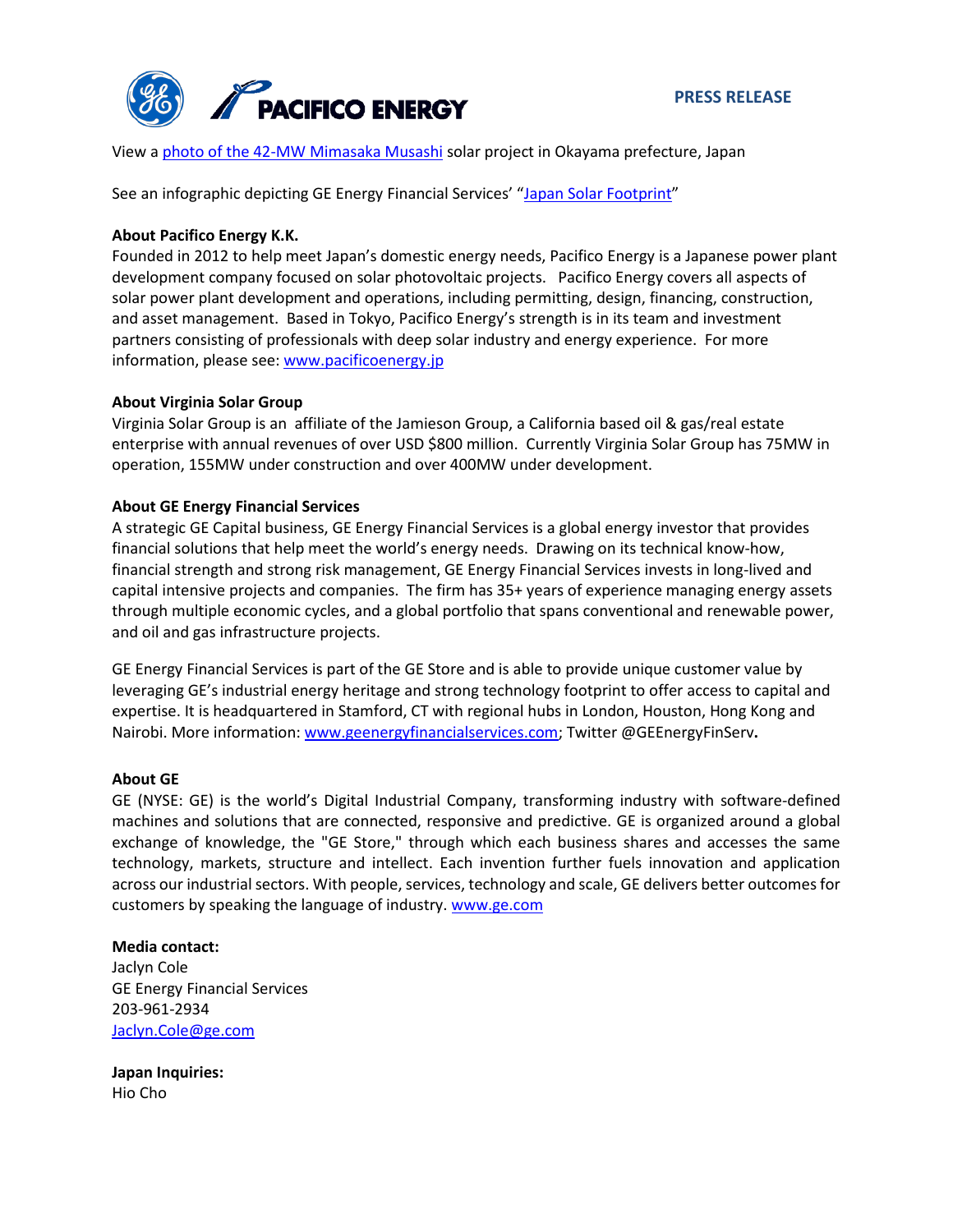View a [photo of the 42-MW Mimasaka Musashi](#) solar project in Okayama prefecture, Japan

See an infographic depicting GE Energy Financial Services' "[Japan Solar Footprint](#)"

**About Pacifico Energy K.K.**
Founded in 2012 to help meet Japan's domestic energy needs, Pacifico Energy is a Japanese power plant development company focused on solar photovoltaic projects. Pacifico Energy covers all aspects of solar power plant development and operations, including permitting, design, financing, construction, and asset management. Based in Tokyo, Pacifico Energy's strength is in its team and investment partners consisting of professionals with deep solar industry and energy experience. For more information, please see: [www.pacificoenergy.jp](www.pacificoenergy.jp)

**About Virginia Solar Group**
Virginia Solar Group is an affiliate of the Jamieson Group, a California based oil & gas/real estate enterprise with annual revenues of over USD $800 million. Currently Virginia Solar Group has 75MW in operation, 155MW under construction and over 400MW under development.

**About GE Energy Financial Services**
A strategic GE Capital business, GE Energy Financial Services is a global energy investor that provides financial solutions that help meet the world's energy needs. Drawing on its technical know-how, financial strength and strong risk management, GE Energy Financial Services invests in long-lived and capital intensive projects and companies. The firm has 35+ years of experience managing energy assets through multiple economic cycles, and a global portfolio that spans conventional and renewable power, and oil and gas infrastructure projects.

GE Energy Financial Services is part of the GE Store and is able to provide unique customer value by leveraging GE's industrial energy heritage and strong technology footprint to offer access to capital and expertise. It is headquartered in Stamford, CT with regional hubs in London, Houston, Hong Kong and Nairobi. More information: [www.geenergyfinancialservices.com](www.geenergyfinancialservices.com); Twitter @GEEnergyFinServ**.**

**About GE**
GE (NYSE: GE) is the world's Digital Industrial Company, transforming industry with software-defined machines and solutions that are connected, responsive and predictive. GE is organized around a global exchange of knowledge, the "GE Store," through which each business shares and accesses the same technology, markets, structure and intellect. Each invention further fuels innovation and application across our industrial sectors. With people, services, technology and scale, GE delivers better outcomes for customers by speaking the language of industry. [www.ge.com](www.ge.com)

**Media contact:**
Jaclyn Cole
GE Energy Financial Services
203-961-2934
[Jaclyn.Cole@ge.com](mailto:Jaclyn.Cole@ge.com)

**Japan Inquiries:**
Hio Cho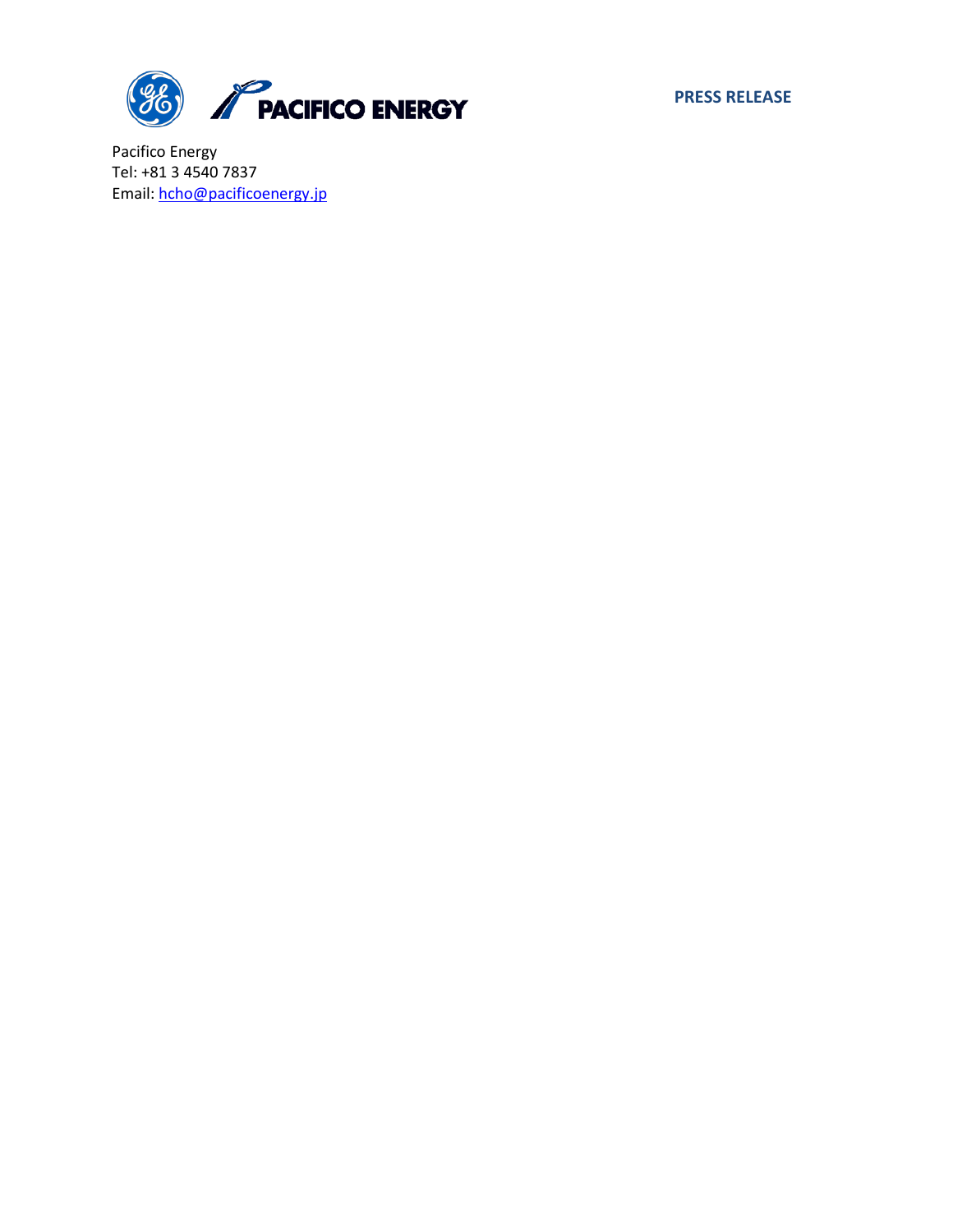**PRESS RELEASE**

Pacifico Energy
Tel: +81 3 4540 7837
Email: hcho@pacificoenergy.jp